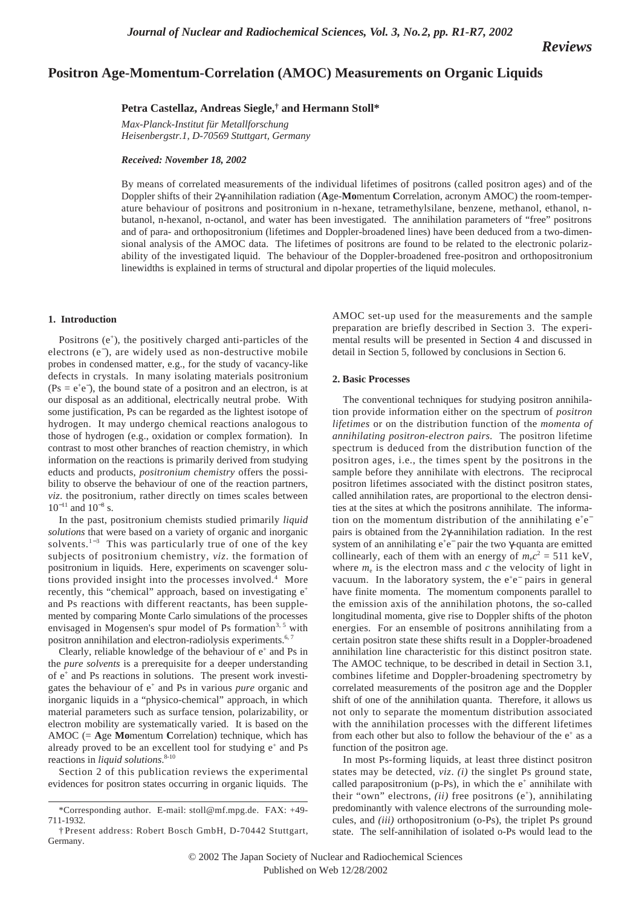# Positron Age-Momentum-Correlation (AMOC) Measurements on Organic Liquids

**Petra Castellaz, Andreas Siegle,† and Hermann Stoll***

*Max-Planck-Institut für Metallforschung*
*Heisenbergstr.1, D-70569 Stuttgart, Germany*

***Received: November 18, 2002***

By means of correlated measurements of the individual lifetimes of positrons (called positron ages) and of the Doppler shifts of their 2γ-annihilation radiation (**A**ge-**Mo**mentum **C**orrelation, acronym AMOC) the room-temperature behaviour of positrons and positronium in n-hexane, tetramethylsilane, benzene, methanol, ethanol, n-butanol, n-hexanol, n-octanol, and water has been investigated. The annihilation parameters of "free" positrons and of para- and orthopositronium (lifetimes and Doppler-broadened lines) have been deduced from a two-dimensional analysis of the AMOC data. The lifetimes of positrons are found to be related to the electronic polarizability of the investigated liquid. The behaviour of the Doppler-broadened free-positron and orthopositronium linewidths is explained in terms of structural and dipolar properties of the liquid molecules.

## 1. Introduction

Positrons ($e^+$), the positively charged anti-particles of the electrons ($e^-$), are widely used as non-destructive mobile probes in condensed matter, e.g., for the study of vacancy-like defects in crystals. In many isolating materials positronium ($Ps = e^+e^-$), the bound state of a positron and an electron, is at our disposal as an additional, electrically neutral probe. With some justification, Ps can be regarded as the lightest isotope of hydrogen. It may undergo chemical reactions analogous to those of hydrogen (e.g., oxidation or complex formation). In contrast to most other branches of reaction chemistry, in which information on the reactions is primarily derived from studying educts and products, *positronium chemistry* offers the possibility to observe the behaviour of one of the reaction partners, *viz*. the positronium, rather directly on times scales between $10^{-11}$ and $10^{-8}$ s.

In the past, positronium chemists studied primarily *liquid solutions* that were based on a variety of organic and inorganic solvents.[1−3] This was particularly true of one of the key subjects of positronium chemistry, *viz*. the formation of positronium in liquids. Here, experiments on scavenger solutions provided insight into the processes involved.[4] More recently, this "chemical" approach, based on investigating $e^+$ and Ps reactions with different reactants, has been supplemented by comparing Monte Carlo simulations of the processes envisaged in Mogensen's spur model of Ps formation[3, 5] with positron annihilation and electron-radiolysis experiments.[6, 7]

Clearly, reliable knowledge of the behaviour of $e^+$ and Ps in the *pure solvents* is a prerequisite for a deeper understanding of $e^+$ and Ps reactions in solutions. The present work investigates the behaviour of $e^+$ and Ps in various *pure* organic and inorganic liquids in a "physico-chemical" approach, in which material parameters such as surface tension, polarizability, or electron mobility are systematically varied. It is based on the AMOC (= **A**ge **Mo**mentum **C**orrelation) technique, which has already proved to be an excellent tool for studying $e^+$ and Ps reactions in *liquid solutions*.[8-10]

Section 2 of this publication reviews the experimental evidences for positron states occurring in organic liquids. The AMOC set-up used for the measurements and the sample preparation are briefly described in Section 3. The experimental results will be presented in Section 4 and discussed in detail in Section 5, followed by conclusions in Section 6.

## 2. Basic Processes

The conventional techniques for studying positron annihilation provide information either on the spectrum of *positron lifetimes* or on the distribution function of the *momenta of annihilating positron-electron pairs*. The positron lifetime spectrum is deduced from the distribution function of the positron ages, i.e., the times spent by the positrons in the sample before they annihilate with electrons. The reciprocal positron lifetimes associated with the distinct positron states, called annihilation rates, are proportional to the electron densities at the sites at which the positrons annihilate. The information on the momentum distribution of the annihilating $e^+e^-$ pairs is obtained from the 2γ-annihilation radiation. In the rest system of an annihilating $e^+e^-$ pair the two γ-quanta are emitted collinearly, each of them with an energy of $m_ec^2$ = 511 keV, where $m_e$ is the electron mass and $c$ the velocity of light in vacuum. In the laboratory system, the $e^+e^-$ pairs in general have finite momenta. The momentum components parallel to the emission axis of the annihilation photons, the so-called longitudinal momenta, give rise to Doppler shifts of the photon energies. For an ensemble of positrons annihilating from a certain positron state these shifts result in a Doppler-broadened annihilation line characteristic for this distinct positron state. The AMOC technique, to be described in detail in Section 3.1, combines lifetime and Doppler-broadening spectrometry by correlated measurements of the positron age and the Doppler shift of one of the annihilation quanta. Therefore, it allows us not only to separate the momentum distribution associated with the annihilation processes with the different lifetimes from each other but also to follow the behaviour of the $e^+$ as a function of the positron age.

In most Ps-forming liquids, at least three distinct positron states may be detected, *viz*. *(i)* the singlet Ps ground state, called parapositronium (p-Ps), in which the $e^+$ annihilate with their "own" electrons, *(ii)* free positrons ($e^+$), annihilating predominantly with valence electrons of the surrounding molecules, and *(iii)* orthopositronium (o-Ps), the triplet Ps ground state. The self-annihilation of isolated o-Ps would lead to the

*Corresponding author. E-mail: stoll@mf.mpg.de. FAX: +49-711-1932.

†Present address: Robert Bosch GmbH, D-70442 Stuttgart, Germany.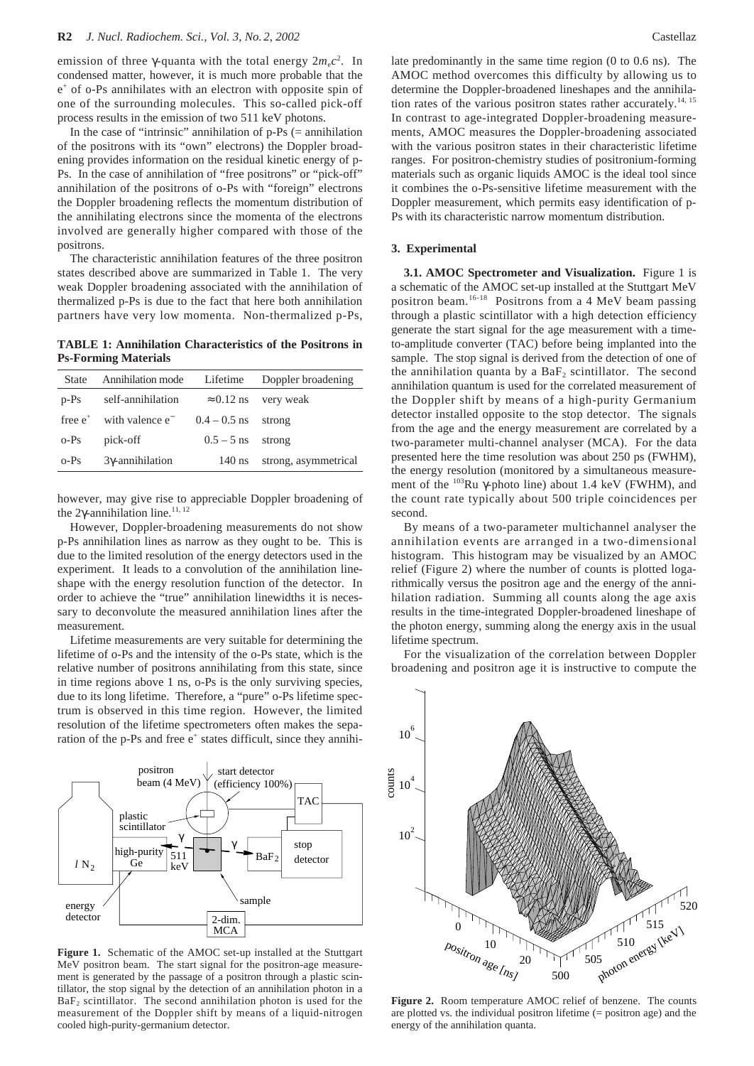emission of three γ-quanta with the total energy $2m_ec^2$. In condensed matter, however, it is much more probable that the $e^+$ of o-Ps annihilates with an electron with opposite spin of one of the surrounding molecules. This so-called pick-off process results in the emission of two 511 keV photons.

In the case of "intrinsic" annihilation of p-Ps (= annihilation of the positrons with its "own" electrons) the Doppler broadening provides information on the residual kinetic energy of p-Ps. In the case of annihilation of "free positrons" or "pick-off" annihilation of the positrons of o-Ps with "foreign" electrons the Doppler broadening reflects the momentum distribution of the annihilating electrons since the momenta of the electrons involved are generally higher compared with those of the positrons.

The characteristic annihilation features of the three positron states described above are summarized in Table 1. The very weak Doppler broadening associated with the annihilation of thermalized p-Ps is due to the fact that here both annihilation partners have very low momenta. Non-thermalized p-Ps, however, may give rise to appreciable Doppler broadening of the 2γ-annihilation line.[11, 12]

**TABLE 1: Annihilation Characteristics of the Positrons in Ps-Forming Materials**

| State | Annihilation mode | Lifetime | Doppler broadening |
|---|---|---|---|
| p-Ps | self-annihilation | ≈0.12 ns | very weak |
| free $e^+$ | with valence $e^-$ | 0.4 – 0.5 ns | strong |
| o-Ps | pick-off | 0.5 – 5 ns | strong |
| o-Ps | 3γ-annihilation | 140 ns | strong, asymmetrical |

However, Doppler-broadening measurements do not show p-Ps annihilation lines as narrow as they ought to be. This is due to the limited resolution of the energy detectors used in the experiment. It leads to a convolution of the annihilation lineshape with the energy resolution function of the detector. In order to achieve the "true" annihilation linewidths it is necessary to deconvolute the measured annihilation lines after the measurement.

Lifetime measurements are very suitable for determining the lifetime of o-Ps and the intensity of the o-Ps state, which is the relative number of positrons annihilating from this state, since in time regions above 1 ns, o-Ps is the only surviving species, due to its long lifetime. Therefore, a "pure" o-Ps lifetime spectrum is observed in this time region. However, the limited resolution of the lifetime spectrometers often makes the separation of the p-Ps and free $e^+$ states difficult, since they annihilate predominantly in the same time region (0 to 0.6 ns). The AMOC method overcomes this difficulty by allowing us to determine the Doppler-broadened lineshapes and the annihilation rates of the various positron states rather accurately.[14, 15] In contrast to age-integrated Doppler-broadening measurements, AMOC measures the Doppler-broadening associated with the various positron states in their characteristic lifetime ranges. For positron-chemistry studies of positronium-forming materials such as organic liquids AMOC is the ideal tool since it combines the o-Ps-sensitive lifetime measurement with the Doppler measurement, which permits easy identification of p-Ps with its characteristic narrow momentum distribution.

**Figure 1.** Schematic of the AMOC set-up installed at the Stuttgart MeV positron beam. The start signal for the positron-age measurement is generated by the passage of a positron through a plastic scintillator, the stop signal by the detection of an annihilation photon in a $BaF_2$ scintillator. The second annihilation photon is used for the measurement of the Doppler shift by means of a liquid-nitrogen cooled high-purity-germanium detector.

## 3. Experimental

**3.1. AMOC Spectrometer and Visualization.** Figure 1 is a schematic of the AMOC set-up installed at the Stuttgart MeV positron beam.[16-18] Positrons from a 4 MeV beam passing through a plastic scintillator with a high detection efficiency generate the start signal for the age measurement with a time-to-amplitude converter (TAC) before being implanted into the sample. The stop signal is derived from the detection of one of the annihilation quanta by a $BaF_2$ scintillator. The second annihilation quantum is used for the correlated measurement of the Doppler shift by means of a high-purity Germanium detector installed opposite to the stop detector. The signals from the age and the energy measurement are correlated by a two-parameter multi-channel analyser (MCA). For the data presented here the time resolution was about 250 ps (FWHM), the energy resolution (monitored by a simultaneous measurement of the $^{103}$Ru γ-photo line) about 1.4 keV (FWHM), and the count rate typically about 500 triple coincidences per second.

By means of a two-parameter multichannel analyser the annihilation events are arranged in a two-dimensional histogram. This histogram may be visualized by an AMOC relief (Figure 2) where the number of counts is plotted logarithmically versus the positron age and the energy of the annihilation radiation. Summing all counts along the age axis results in the time-integrated Doppler-broadened lineshape of the photon energy, summing along the energy axis in the usual lifetime spectrum.

For the visualization of the correlation between Doppler broadening and positron age it is instructive to compute the

**Figure 2.** Room temperature AMOC relief of benzene. The counts are plotted vs. the individual positron lifetime (= positron age) and the energy of the annihilation quanta.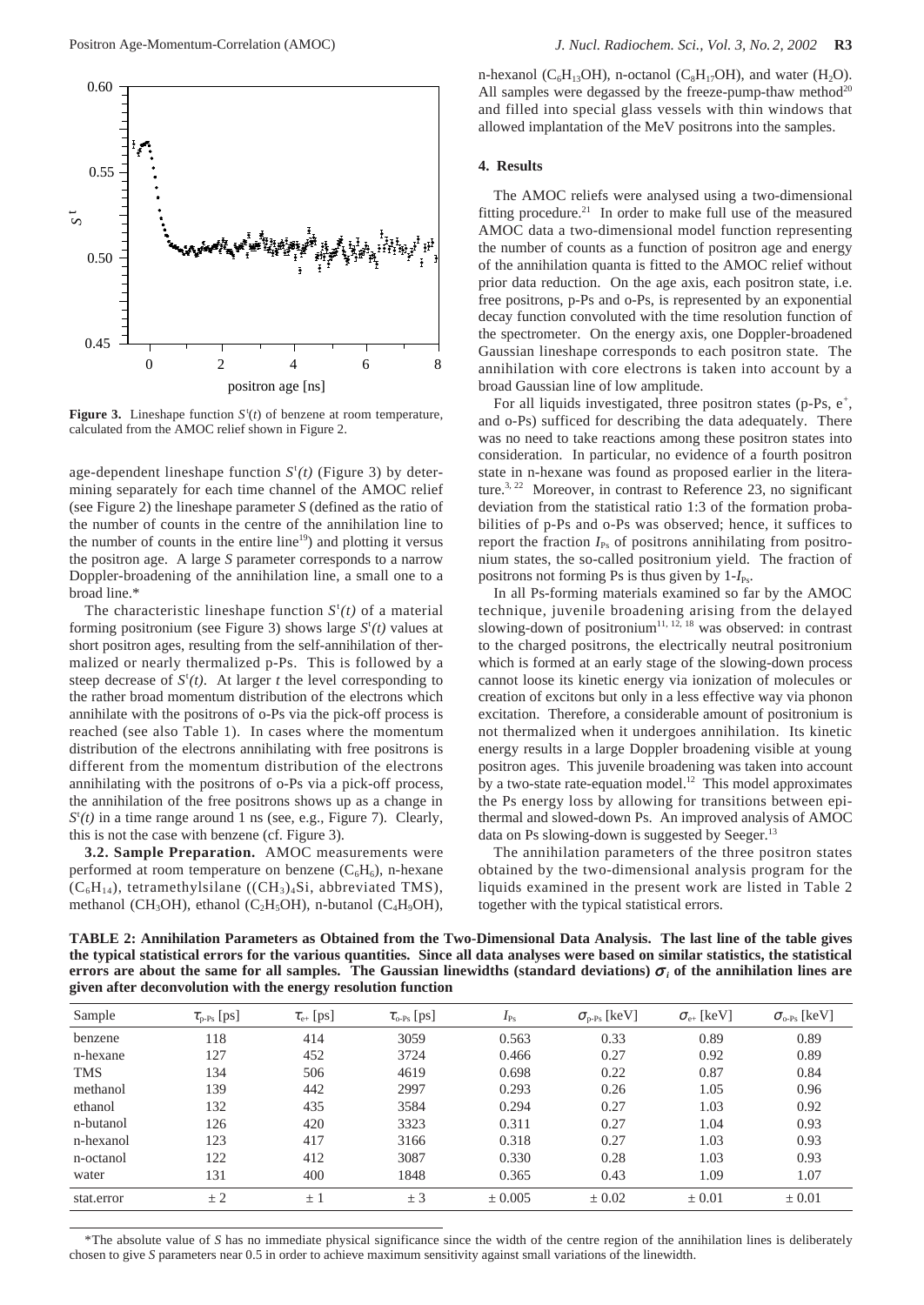**Figure 3.** Lineshape function $S^t(t)$ of benzene at room temperature, calculated from the AMOC relief shown in Figure 2.

age-dependent lineshape function $S^t(t)$ (Figure 3) by determining separately for each time channel of the AMOC relief (see Figure 2) the lineshape parameter $S$ (defined as the ratio of the number of counts in the centre of the annihilation line to the number of counts in the entire line[19]) and plotting it versus the positron age. A large $S$ parameter corresponds to a narrow Doppler-broadening of the annihilation line, a small one to a broad line.*

The characteristic lineshape function $S^t(t)$ of a material forming positronium (see Figure 3) shows large $S^t(t)$ values at short positron ages, resulting from the self-annihilation of thermalized or nearly thermalized p-Ps. This is followed by a steep decrease of $S^t(t)$. At larger $t$ the level corresponding to the rather broad momentum distribution of the electrons which annihilate with the positrons of o-Ps via the pick-off process is reached (see also Table 1). In cases where the momentum distribution of the electrons annihilating with free positrons is different from the momentum distribution of the electrons annihilating with the positrons of o-Ps via a pick-off process, the annihilation of the free positrons shows up as a change in $S^t(t)$ in a time range around 1 ns (see, e.g., Figure 7). Clearly, this is not the case with benzene (cf. Figure 3).

**3.2. Sample Preparation.** AMOC measurements were performed at room temperature on benzene ($C_6H_6$), n-hexane ($C_6H_{14}$), tetramethylsilane ($(CH_3)_4Si$, abbreviated TMS), methanol ($CH_3OH$), ethanol ($C_2H_5OH$), n-butanol ($C_4H_9OH$), n-hexanol ($C_6H_{13}OH$), n-octanol ($C_8H_{17}OH$), and water ($H_2O$). All samples were degassed by the freeze-pump-thaw method[20] and filled into special glass vessels with thin windows that allowed implantation of the MeV positrons into the samples.

## 4. Results

The AMOC reliefs were analysed using a two-dimensional fitting procedure.[21] In order to make full use of the measured AMOC data a two-dimensional model function representing the number of counts as a function of positron age and energy of the annihilation quanta is fitted to the AMOC relief without prior data reduction. On the age axis, each positron state, i.e. free positrons, p-Ps and o-Ps, is represented by an exponential decay function convoluted with the time resolution function of the spectrometer. On the energy axis, one Doppler-broadened Gaussian lineshape corresponds to each positron state. The annihilation with core electrons is taken into account by a broad Gaussian line of low amplitude.

For all liquids investigated, three positron states (p-Ps, $e^+$, and o-Ps) sufficed for describing the data adequately. There was no need to take reactions among these positron states into consideration. In particular, no evidence of a fourth positron state in n-hexane was found as proposed earlier in the literature.[3, 22] Moreover, in contrast to Reference 23, no significant deviation from the statistical ratio 1:3 of the formation probabilities of p-Ps and o-Ps was observed; hence, it suffices to report the fraction $I_{Ps}$ of positrons annihilating from positronium states, the so-called positronium yield. The fraction of positrons not forming Ps is thus given by $1-I_{Ps}$.

In all Ps-forming materials examined so far by the AMOC technique, juvenile broadening arising from the delayed slowing-down of positronium[11, 12, 18] was observed: in contrast to the charged positrons, the electrically neutral positronium which is formed at an early stage of the slowing-down process cannot loose its kinetic energy via ionization of molecules or creation of excitons but only in a less effective way via phonon excitation. Therefore, a considerable amount of positronium is not thermalized when it undergoes annihilation. Its kinetic energy results in a large Doppler broadening visible at young positron ages. This juvenile broadening was taken into account by a two-state rate-equation model.[12] This model approximates the Ps energy loss by allowing for transitions between epithermal and slowed-down Ps. An improved analysis of AMOC data on Ps slowing-down is suggested by Seeger.[13]

The annihilation parameters of the three positron states obtained by the two-dimensional analysis program for the liquids examined in the present work are listed in Table 2 together with the typical statistical errors.

**TABLE 2: Annihilation Parameters as Obtained from the Two-Dimensional Data Analysis. The last line of the table gives the typical statistical errors for the various quantities. Since all data analyses were based on similar statistics, the statistical errors are about the same for all samples. The Gaussian linewidths (standard deviations) $\sigma_i$ of the annihilation lines are given after deconvolution with the energy resolution function**

| Sample | $\tau_{p\text{-}Ps}$ [ps] | $\tau_{e+}$ [ps] | $\tau_{o\text{-}Ps}$ [ps] | $I_{Ps}$ | $\sigma_{p\text{-}Ps}$ [keV] | $\sigma_{e+}$ [keV] | $\sigma_{o\text{-}Ps}$ [keV] |
|---|---|---|---|---|---|---|---|
| benzene | 118 | 414 | 3059 | 0.563 | 0.33 | 0.89 | 0.89 |
| n-hexane | 127 | 452 | 3724 | 0.466 | 0.27 | 0.92 | 0.89 |
| TMS | 134 | 506 | 4619 | 0.698 | 0.22 | 0.87 | 0.84 |
| methanol | 139 | 442 | 2997 | 0.293 | 0.26 | 1.05 | 0.96 |
| ethanol | 132 | 435 | 3584 | 0.294 | 0.27 | 1.03 | 0.92 |
| n-butanol | 126 | 420 | 3323 | 0.311 | 0.27 | 1.04 | 0.93 |
| n-hexanol | 123 | 417 | 3166 | 0.318 | 0.27 | 1.03 | 0.93 |
| n-octanol | 122 | 412 | 3087 | 0.330 | 0.28 | 1.03 | 0.93 |
| water | 131 | 400 | 1848 | 0.365 | 0.43 | 1.09 | 1.07 |
| stat.error | ± 2 | ± 1 | ± 3 | ± 0.005 | ± 0.02 | ± 0.01 | ± 0.01 |

*The absolute value of $S$ has no immediate physical significance since the width of the centre region of the annihilation lines is deliberately chosen to give $S$ parameters near 0.5 in order to achieve maximum sensitivity against small variations of the linewidth.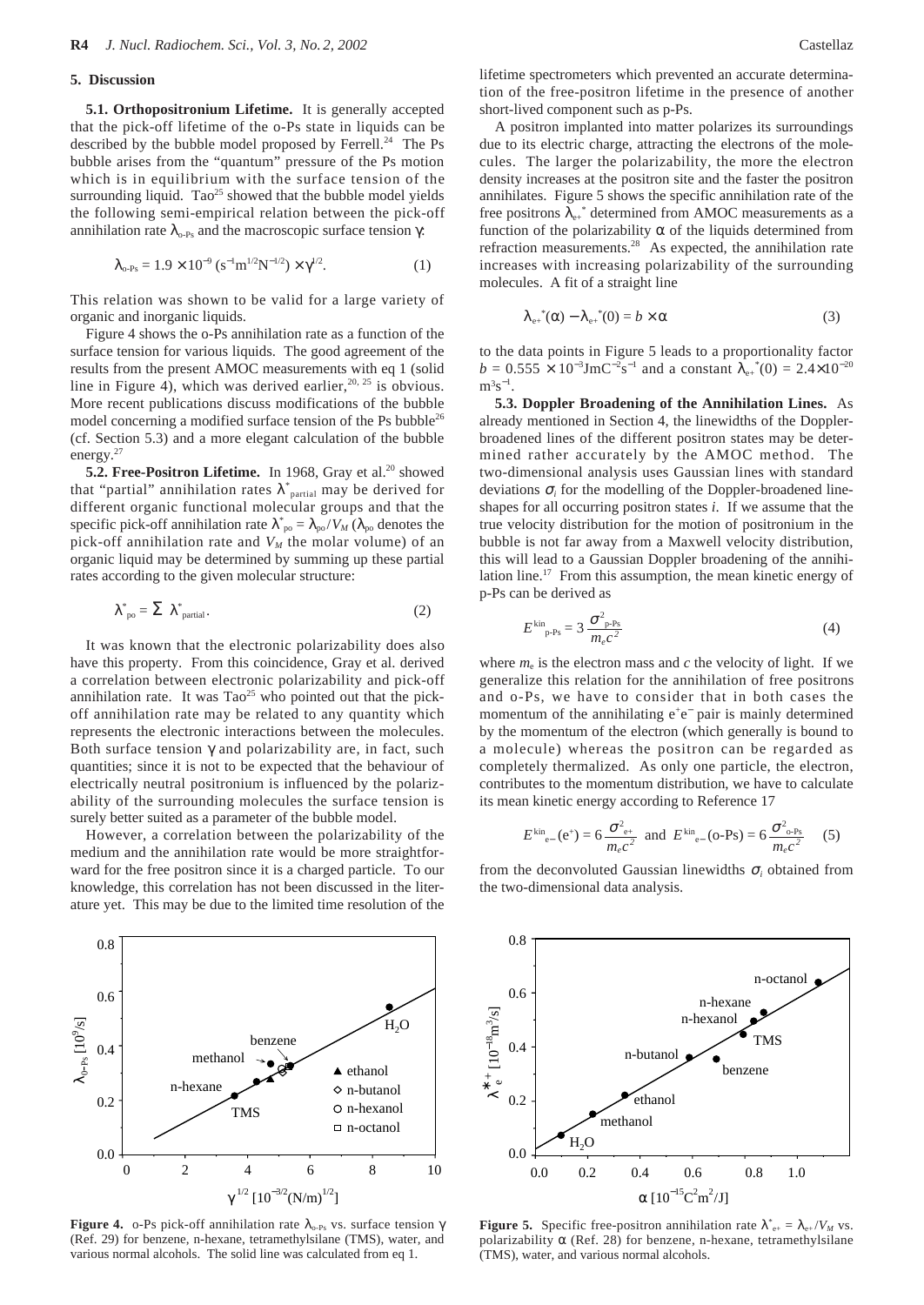## 5. Discussion

**5.1. Orthopositronium Lifetime.** It is generally accepted that the pick-off lifetime of the o-Ps state in liquids can be described by the bubble model proposed by Ferrell.[24] The Ps bubble arises from the "quantum" pressure of the Ps motion which is in equilibrium with the surface tension of the surrounding liquid. Tao[25] showed that the bubble model yields the following semi-empirical relation between the pick-off annihilation rate $\lambda_{\text{o-Ps}}$ and the macroscopic surface tension $\gamma$:

$$\lambda_{\text{o-Ps}} = 1.9 \times 10^{-9}\ (\text{s}^{-1}\text{m}^{1/2}\text{N}^{-1/2}) \times \gamma^{1/2}. \quad (1)$$

This relation was shown to be valid for a large variety of organic and inorganic liquids.

Figure 4 shows the o-Ps annihilation rate as a function of the surface tension for various liquids. The good agreement of the results from the present AMOC measurements with eq 1 (solid line in Figure 4), which was derived earlier,[20, 25] is obvious. More recent publications discuss modifications of the bubble model concerning a modified surface tension of the Ps bubble[26] (cf. Section 5.3) and a more elegant calculation of the bubble energy.[27]

**5.2. Free-Positron Lifetime.** In 1968, Gray et al.[20] showed that "partial" annihilation rates $\lambda^*_{\text{partial}}$ may be derived for different organic functional molecular groups and that the specific pick-off annihilation rate $\lambda^*_{\text{po}} = \lambda_{\text{po}}/V_M$ ($\lambda_{\text{po}}$ denotes the pick-off annihilation rate and $V_M$ the molar volume) of an organic liquid may be determined by summing up these partial rates according to the given molecular structure:

$$\lambda^*_{\text{po}} = \Sigma\ \lambda^*_{\text{partial}}. \quad (2)$$

It was known that the electronic polarizability does also have this property. From this coincidence, Gray et al. derived a correlation between electronic polarizability and pick-off annihilation rate. It was Tao[25] who pointed out that the pick-off annihilation rate may be related to any quantity which represents the electronic interactions between the molecules. Both surface tension $\gamma$ and polarizability are, in fact, such quantities; since it is not to be expected that the behaviour of electrically neutral positronium is influenced by the polarizability of the surrounding molecules the surface tension is surely better suited as a parameter of the bubble model.

However, a correlation between the polarizability of the medium and the annihilation rate would be more straightforward for the free positron since it is a charged particle. To our knowledge, this correlation has not been discussed in the literature yet. This may be due to the limited time resolution of the lifetime spectrometers which prevented an accurate determination of the free-positron lifetime in the presence of another short-lived component such as p-Ps.

A positron implanted into matter polarizes its surroundings due to its electric charge, attracting the electrons of the molecules. The larger the polarizability, the more the electron density increases at the positron site and the faster the positron annihilates. Figure 5 shows the specific annihilation rate of the free positrons $\lambda_{e^+}^*$ determined from AMOC measurements as a function of the polarizability $\alpha$ of the liquids determined from refraction measurements.[28] As expected, the annihilation rate increases with increasing polarizability of the surrounding molecules. A fit of a straight line

$$\lambda_{e^+}^*(\alpha) - \lambda_{e^+}^*(0) = b \times \alpha \quad (3)$$

to the data points in Figure 5 leads to a proportionality factor $b = 0.555 \times 10^{-3}\,\text{JmC}^{-2}\text{s}^{-1}$ and a constant $\lambda_{e^+}^*(0) = 2.4\times10^{-20}\,\text{m}^3\text{s}^{-1}$.

**5.3. Doppler Broadening of the Annihilation Lines.** As already mentioned in Section 4, the linewidths of the Doppler-broadened lines of the different positron states may be determined rather accurately by the AMOC method. The two-dimensional analysis uses Gaussian lines with standard deviations $\sigma_i$ for the modelling of the Doppler-broadened lineshapes for all occurring positron states $i$. If we assume that the true velocity distribution for the motion of positronium in the bubble is not far away from a Maxwell velocity distribution, this will lead to a Gaussian Doppler broadening of the annihilation line.[17] From this assumption, the mean kinetic energy of p-Ps can be derived as

$$E^{\text{kin}}_{\text{p-Ps}} = 3\frac{\sigma^2_{\text{p-Ps}}}{m_e c^2} \quad (4)$$

where $m_e$ is the electron mass and $c$ the velocity of light. If we generalize this relation for the annihilation of free positrons and o-Ps, we have to consider that in both cases the momentum of the annihilating $e^+e^-$ pair is mainly determined by the momentum of the electron (which generally is bound to a molecule) whereas the positron can be regarded as completely thermalized. As only one particle, the electron, contributes to the momentum distribution, we have to calculate its mean kinetic energy according to Reference 17

$$E^{\text{kin}}_{e^-}(e^+) = 6\frac{\sigma^2_{e^+}}{m_e c^2} \text{ and } E^{\text{kin}}_{e^-}(\text{o-Ps}) = 6\frac{\sigma^2_{\text{o-Ps}}}{m_e c^2} \quad (5)$$

from the deconvoluted Gaussian linewidths $\sigma_i$ obtained from the two-dimensional data analysis.

**Figure 4.** o-Ps pick-off annihilation rate $\lambda_{\text{o-Ps}}$ vs. surface tension $\gamma$ (Ref. 29) for benzene, n-hexane, tetramethylsilane (TMS), water, and various normal alcohols. The solid line was calculated from eq 1.

**Figure 5.** Specific free-positron annihilation rate $\lambda^*_{e^+} = \lambda_{e^+}/V_M$ vs. polarizability $\alpha$ (Ref. 28) for benzene, n-hexane, tetramethylsilane (TMS), water, and various normal alcohols.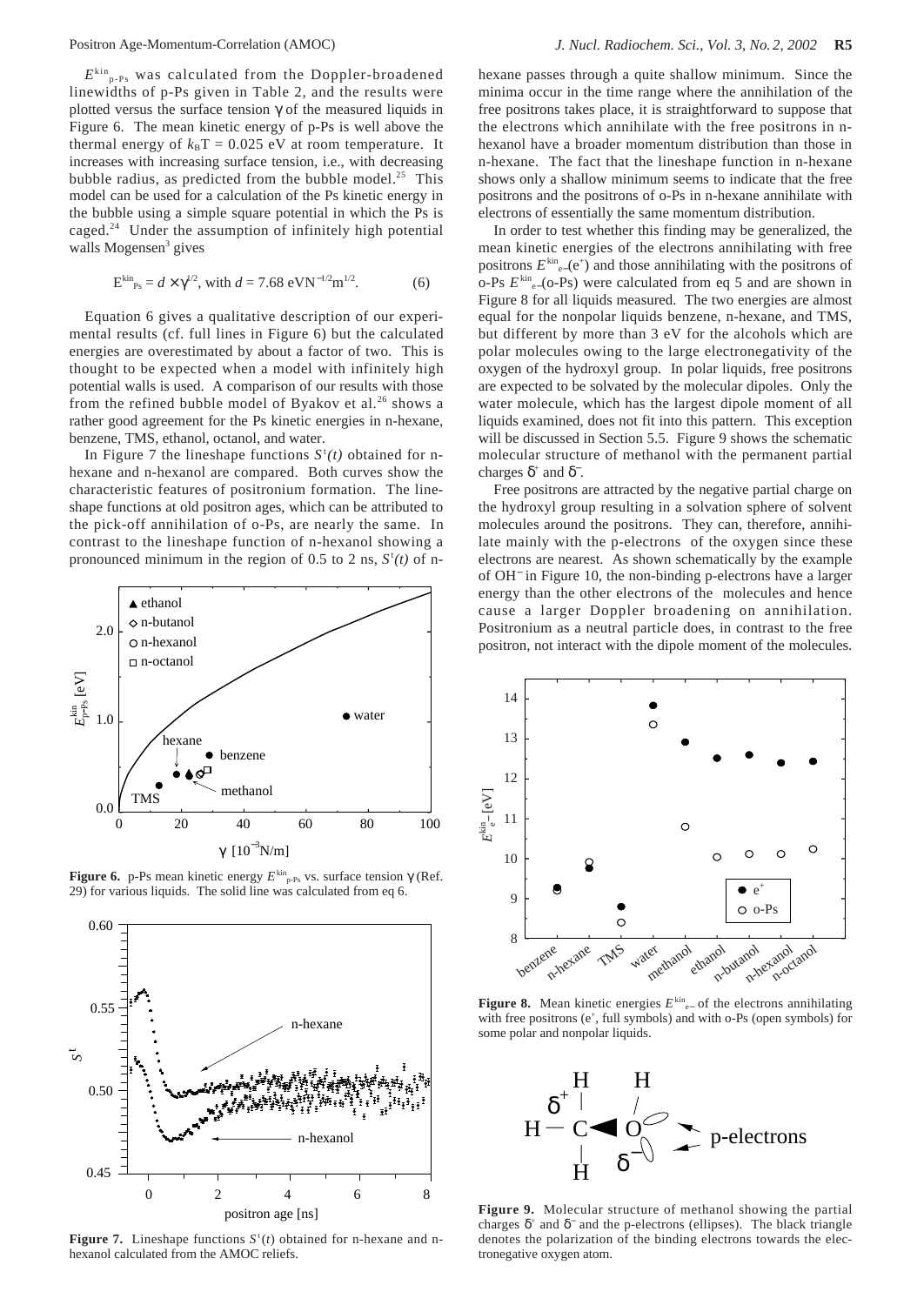$E^{kin}_{p\text{-}Ps}$ was calculated from the Doppler-broadened linewidths of p-Ps given in Table 2, and the results were plotted versus the surface tension $\gamma$ of the measured liquids in Figure 6. The mean kinetic energy of p-Ps is well above the thermal energy of $k_BT = 0.025$ eV at room temperature. It increases with increasing surface tension, i.e., with decreasing bubble radius, as predicted from the bubble model.[25] This model can be used for a calculation of the Ps kinetic energy in the bubble using a simple square potential in which the Ps is caged.[24] Under the assumption of infinitely high potential walls Mogensen[3] gives

$$E^{kin}_{Ps} = d \times \gamma^{1/2}, \text{ with } d = 7.68 \text{ eVN}^{-1/2}\text{m}^{1/2}. \quad (6)$$

Equation 6 gives a qualitative description of our experimental results (cf. full lines in Figure 6) but the calculated energies are overestimated by about a factor of two. This is thought to be expected when a model with infinitely high potential walls is used. A comparison of our results with those from the refined bubble model of Byakov et al.[26] shows a rather good agreement for the Ps kinetic energies in n-hexane, benzene, TMS, ethanol, octanol, and water.

In Figure 7 the lineshape functions $S^t(t)$ obtained for n-hexane and n-hexanol are compared. Both curves show the characteristic features of positronium formation. The lineshape functions at old positron ages, which can be attributed to the pick-off annihilation of o-Ps, are nearly the same. In contrast to the lineshape function of n-hexanol showing a pronounced minimum in the region of 0.5 to 2 ns, $S^t(t)$ of n-hexane passes through a quite shallow minimum. Since the minima occur in the time range where the annihilation of the free positrons takes place, it is straightforward to suppose that the electrons which annihilate with the free positrons in n-hexanol have a broader momentum distribution than those in n-hexane. The fact that the lineshape function in n-hexane shows only a shallow minimum seems to indicate that the free positrons and the positrons of o-Ps in n-hexane annihilate with electrons of essentially the same momentum distribution.

**Figure 6.** p-Ps mean kinetic energy $E^{kin}_{p\text{-}Ps}$ vs. surface tension $\gamma$ (Ref. 29) for various liquids. The solid line was calculated from eq 6.

**Figure 7.** Lineshape functions $S^t(t)$ obtained for n-hexane and n-hexanol calculated from the AMOC reliefs.

In order to test whether this finding may be generalized, the mean kinetic energies of the electrons annihilating with free positrons $E^{kin}_{e-}(e^+)$ and those annihilating with the positrons of o-Ps $E^{kin}_{e-}$(o-Ps) were calculated from eq 5 and are shown in Figure 8 for all liquids measured. The two energies are almost equal for the nonpolar liquids benzene, n-hexane, and TMS, but different by more than 3 eV for the alcohols which are polar molecules owing to the large electronegativity of the oxygen of the hydroxyl group. In polar liquids, free positrons are expected to be solvated by the molecular dipoles. Only the water molecule, which has the largest dipole moment of all liquids examined, does not fit into this pattern. This exception will be discussed in Section 5.5. Figure 9 shows the schematic molecular structure of methanol with the permanent partial charges $\delta^+$ and $\delta^-$.

Free positrons are attracted by the negative partial charge on the hydroxyl group resulting in a solvation sphere of solvent molecules around the positrons. They can, therefore, annihilate mainly with the p-electrons of the oxygen since these electrons are nearest. As shown schematically by the example of $OH^-$ in Figure 10, the non-binding p-electrons have a larger energy than the other electrons of the molecules and hence cause a larger Doppler broadening on annihilation. Positronium as a neutral particle does, in contrast to the free positron, not interact with the dipole moment of the molecules.

**Figure 8.** Mean kinetic energies $E^{kin}_{e-}$ of the electrons annihilating with free positrons ($e^+$, full symbols) and with o-Ps (open symbols) for some polar and nonpolar liquids.

**Figure 9.** Molecular structure of methanol showing the partial charges $\delta^+$ and $\delta^-$ and the p-electrons (ellipses). The black triangle denotes the polarization of the binding electrons towards the electronegative oxygen atom.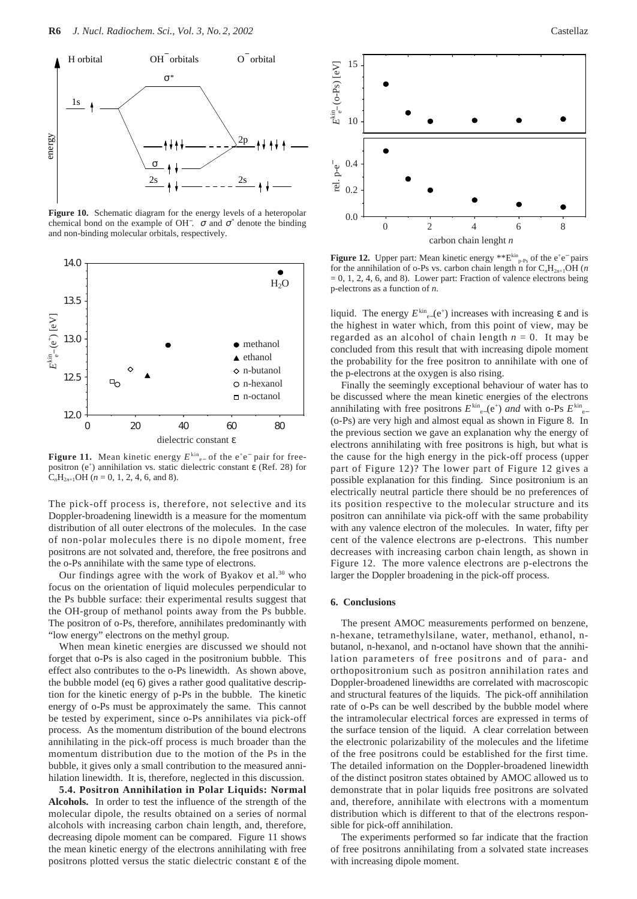**Figure 10.** Schematic diagram for the energy levels of a heteropolar chemical bond on the example of $OH^-$. $\sigma$ and $\sigma^*$ denote the binding and non-binding molecular orbitals, respectively.

**Figure 11.** Mean kinetic energy $E^{kin}_{e-}$ of the $e^+e^-$ pair for free-positron ($e^+$) annihilation vs. static dielectric constant $\varepsilon$ (Ref. 28) for $C_nH_{2n+1}OH$ ($n$ = 0, 1, 2, 4, 6, and 8).

The pick-off process is, therefore, not selective and its Doppler-broadening linewidth is a measure for the momentum distribution of all outer electrons of the molecules. In the case of non-polar molecules there is no dipole moment, free positrons are not solvated and, therefore, the free positrons and the o-Ps annihilate with the same type of electrons.

Our findings agree with the work of Byakov et al.[30] who focus on the orientation of liquid molecules perpendicular to the Ps bubble surface: their experimental results suggest that the OH-group of methanol points away from the Ps bubble. The positron of o-Ps, therefore, annihilates predominantly with "low energy" electrons on the methyl group.

When mean kinetic energies are discussed we should not forget that o-Ps is also caged in the positronium bubble. This effect also contributes to the o-Ps linewidth. As shown above, the bubble model (eq 6) gives a rather good qualitative description for the kinetic energy of p-Ps in the bubble. The kinetic energy of o-Ps must be approximately the same. This cannot be tested by experiment, since o-Ps annihilates via pick-off process. As the momentum distribution of the bound electrons annihilating in the pick-off process is much broader than the momentum distribution due to the motion of the Ps in the bubble, it gives only a small contribution to the measured annihilation linewidth. It is, therefore, neglected in this discussion.

**5.4. Positron Annihilation in Polar Liquids: Normal Alcohols.** In order to test the influence of the strength of the molecular dipole, the results obtained on a series of normal alcohols with increasing carbon chain length, and, therefore, decreasing dipole moment can be compared. Figure 11 shows the mean kinetic energy of the electrons annihilating with free positrons plotted versus the static dielectric constant $\varepsilon$ of the liquid. The energy $E^{kin}_{e-}(e^+)$ increases with increasing $\varepsilon$ and is the highest in water which, from this point of view, may be regarded as an alcohol of chain length $n$ = 0. It may be concluded from this result that with increasing dipole moment the probability for the free positron to annihilate with one of the p-electrons at the oxygen is also rising.

**Figure 12.** Upper part: Mean kinetic energy $E^{kin}_{p\text{-}Ps}$ of the $e^+e^-$ pairs for the annihilation of o-Ps vs. carbon chain length n for $C_nH_{2n+1}OH$ ($n$ = 0, 1, 2, 4, 6, and 8). Lower part: Fraction of valence electrons being p-electrons as a function of $n$.

Finally the seemingly exceptional behaviour of water has to be discussed where the mean kinetic energies of the electrons annihilating with free positrons $E^{kin}_{e-}(e^+)$ *and* with o-Ps $E^{kin}_{e-}$(o-Ps) are very high and almost equal as shown in Figure 8. In the previous section we gave an explanation why the energy of electrons annihilating with free positrons is high, but what is the cause for the high energy in the pick-off process (upper part of Figure 12)? The lower part of Figure 12 gives a possible explanation for this finding. Since positronium is an electrically neutral particle there should be no preferences of its position respective to the molecular structure and its positron can annihilate via pick-off with the same probability with any valence electron of the molecules. In water, fifty per cent of the valence electrons are p-electrons. This number decreases with increasing carbon chain length, as shown in Figure 12. The more valence electrons are p-electrons the larger the Doppler broadening in the pick-off process.

## 6. Conclusions

The present AMOC measurements performed on benzene, n-hexane, tetramethylsilane, water, methanol, ethanol, n-butanol, n-hexanol, and n-octanol have shown that the annihilation parameters of free positrons and of para- and orthopositronium such as positron annihilation rates and Doppler-broadened linewidths are correlated with macroscopic and structural features of the liquids. The pick-off annihilation rate of o-Ps can be well described by the bubble model where the intramolecular electrical forces are expressed in terms of the surface tension of the liquid. A clear correlation between the electronic polarizability of the molecules and the lifetime of the free positrons could be established for the first time. The detailed information on the Doppler-broadened linewidth of the distinct positron states obtained by AMOC allowed us to demonstrate that in polar liquids free positrons are solvated and, therefore, annihilate with electrons with a momentum distribution which is different to that of the electrons responsible for pick-off annihilation.

The experiments performed so far indicate that the fraction of free positrons annihilating from a solvated state increases with increasing dipole moment.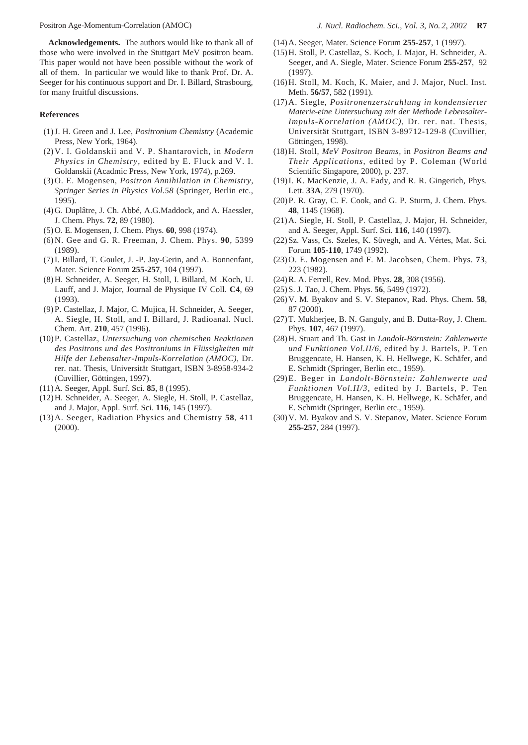**Acknowledgements.** The authors would like to thank all of those who were involved in the Stuttgart MeV positron beam. This paper would not have been possible without the work of all of them. In particular we would like to thank Prof. Dr. A. Seeger for his continuous support and Dr. I. Billard, Strasbourg, for many fruitful discussions.

**References**

(1) J. H. Green and J. Lee, *Positronium Chemistry* (Academic Press, New York, 1964).

(2) V. I. Goldanskii and V. P. Shantarovich, in *Modern Physics in Chemistry*, edited by E. Fluck and V. I. Goldanskii (Acadmic Press, New York, 1974), p.269.

(3) O. E. Mogensen, *Positron Annihilation in Chemistry*, *Springer Series in Physics Vol.58* (Springer, Berlin etc., 1995).

(4) G. Duplâtre, J. Ch. Abbé, A.G.Maddock, and A. Haessler, J. Chem. Phys. **72**, 89 (1980).

(5) O. E. Mogensen, J. Chem. Phys. **60**, 998 (1974).

(6) N. Gee and G. R. Freeman, J. Chem. Phys. **90**, 5399 (1989).

(7) I. Billard, T. Goulet, J. -P. Jay-Gerin, and A. Bonnenfant, Mater. Science Forum **255-257**, 104 (1997).

(8) H. Schneider, A. Seeger, H. Stoll, I. Billard, M .Koch, U. Lauff, and J. Major, Journal de Physique IV Coll. **C4**, 69 (1993).

(9) P. Castellaz, J. Major, C. Mujica, H. Schneider, A. Seeger, A. Siegle, H. Stoll, and I. Billard, J. Radioanal. Nucl. Chem. Art. **210**, 457 (1996).

(10) P. Castellaz, *Untersuchung von chemischen Reaktionen des Positrons und des Positroniums in Flüssigkeiten mit Hilfe der Lebensalter-Impuls-Korrelation (AMOC)*, Dr. rer. nat. Thesis, Universität Stuttgart, ISBN 3-8958-934-2 (Cuvillier, Göttingen, 1997).

(11) A. Seeger, Appl. Surf. Sci. **85**, 8 (1995).

(12) H. Schneider, A. Seeger, A. Siegle, H. Stoll, P. Castellaz, and J. Major, Appl. Surf. Sci. **116**, 145 (1997).

(13) A. Seeger, Radiation Physics and Chemistry **58**, 411 (2000).

(14) A. Seeger, Mater. Science Forum **255-257**, 1 (1997).

(15) H. Stoll, P. Castellaz, S. Koch, J. Major, H. Schneider, A. Seeger, and A. Siegle, Mater. Science Forum **255-257**, 92 (1997).

(16) H. Stoll, M. Koch, K. Maier, and J. Major, Nucl. Inst. Meth. **56/57**, 582 (1991).

(17) A. Siegle, *Positronenzerstrahlung in kondensierter Materie-eine Untersuchung mit der Methode Lebensalter-Impuls-Korrelation (AMOC)*, Dr. rer. nat. Thesis, Universität Stuttgart, ISBN 3-89712-129-8 (Cuvillier, Göttingen, 1998).

(18) H. Stoll, *MeV Positron Beams*, in *Positron Beams and Their Applications*, edited by P. Coleman (World Scientific Singapore, 2000), p. 237.

(19) I. K. MacKenzie, J. A. Eady, and R. R. Gingerich, Phys. Lett. **33A**, 279 (1970).

(20) P. R. Gray, C. F. Cook, and G. P. Sturm, J. Chem. Phys. **48**, 1145 (1968).

(21) A. Siegle, H. Stoll, P. Castellaz, J. Major, H. Schneider, and A. Seeger, Appl. Surf. Sci. **116**, 140 (1997).

(22) Sz. Vass, Cs. Szeles, K. Süvegh, and A. Vértes, Mat. Sci. Forum **105-110**, 1749 (1992).

(23) O. E. Mogensen and F. M. Jacobsen, Chem. Phys. **73**, 223 (1982).

(24) R. A. Ferrell, Rev. Mod. Phys. **28**, 308 (1956).

(25) S. J. Tao, J. Chem. Phys. **56**, 5499 (1972).

(26) V. M. Byakov and S. V. Stepanov, Rad. Phys. Chem. **58**, 87 (2000).

(27) T. Mukherjee, B. N. Ganguly, and B. Dutta-Roy, J. Chem. Phys. **107**, 467 (1997).

(28) H. Stuart and Th. Gast in *Landolt-Börnstein: Zahlenwerte und Funktionen Vol.II/6*, edited by J. Bartels, P. Ten Bruggencate, H. Hansen, K. H. Hellwege, K. Schäfer, and E. Schmidt (Springer, Berlin etc., 1959).

(29) E. Beger in *Landolt-Börnstein: Zahlenwerte und Funktionen Vol.II/3*, edited by J. Bartels, P. Ten Bruggencate, H. Hansen, K. H. Hellwege, K. Schäfer, and E. Schmidt (Springer, Berlin etc., 1959).

(30) V. M. Byakov and S. V. Stepanov, Mater. Science Forum **255-257**, 284 (1997).